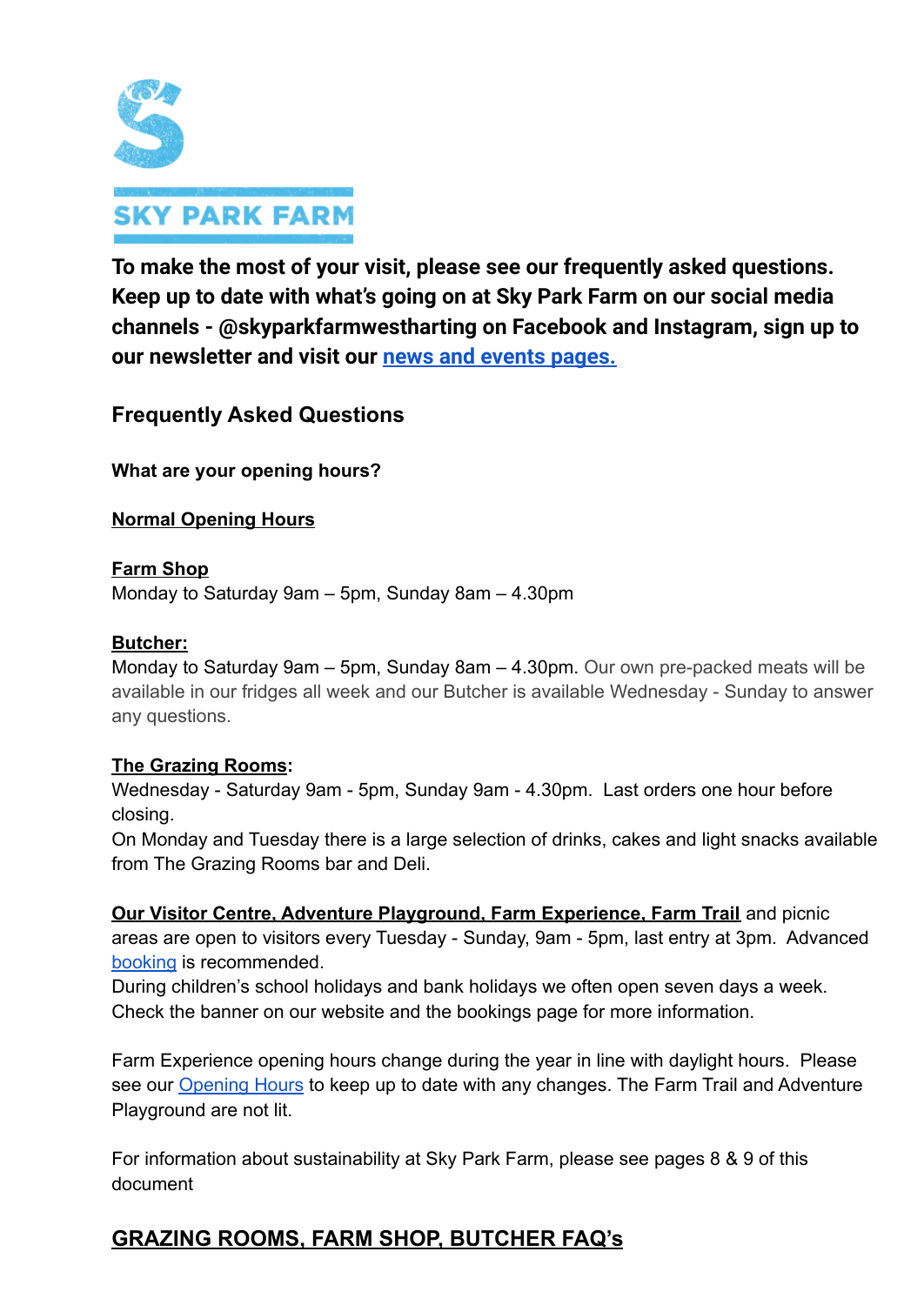SKY PARK FARM

**To make the most of your visit, please see our frequently asked questions. Keep up to date with what's going on at Sky Park Farm on our social media channels - @skyparkfarmwestharting on Facebook and Instagram, sign up to our newsletter and visit our [news and events pages.](#)**

## Frequently Asked Questions

**What are your opening hours?**

**Normal Opening Hours**

**Farm Shop**
Monday to Saturday 9am – 5pm, Sunday 8am – 4.30pm

**Butcher:**
Monday to Saturday 9am – 5pm, Sunday 8am – 4.30pm. Our own pre-packed meats will be available in our fridges all week and our Butcher is available Wednesday - Sunday to answer any questions.

**The Grazing Rooms:**
Wednesday - Saturday 9am - 5pm, Sunday 9am - 4.30pm. Last orders one hour before closing.
On Monday and Tuesday there is a large selection of drinks, cakes and light snacks available from The Grazing Rooms bar and Deli.

**Our Visitor Centre, Adventure Playground, Farm Experience, Farm Trail** and picnic areas are open to visitors every Tuesday - Sunday, 9am - 5pm, last entry at 3pm. Advanced [booking](#) is recommended.
During children's school holidays and bank holidays we often open seven days a week. Check the banner on our website and the bookings page for more information.

Farm Experience opening hours change during the year in line with daylight hours. Please see our [Opening Hours](#) to keep up to date with any changes. The Farm Trail and Adventure Playground are not lit.

For information about sustainability at Sky Park Farm, please see pages 8 & 9 of this document

## GRAZING ROOMS, FARM SHOP, BUTCHER FAQ's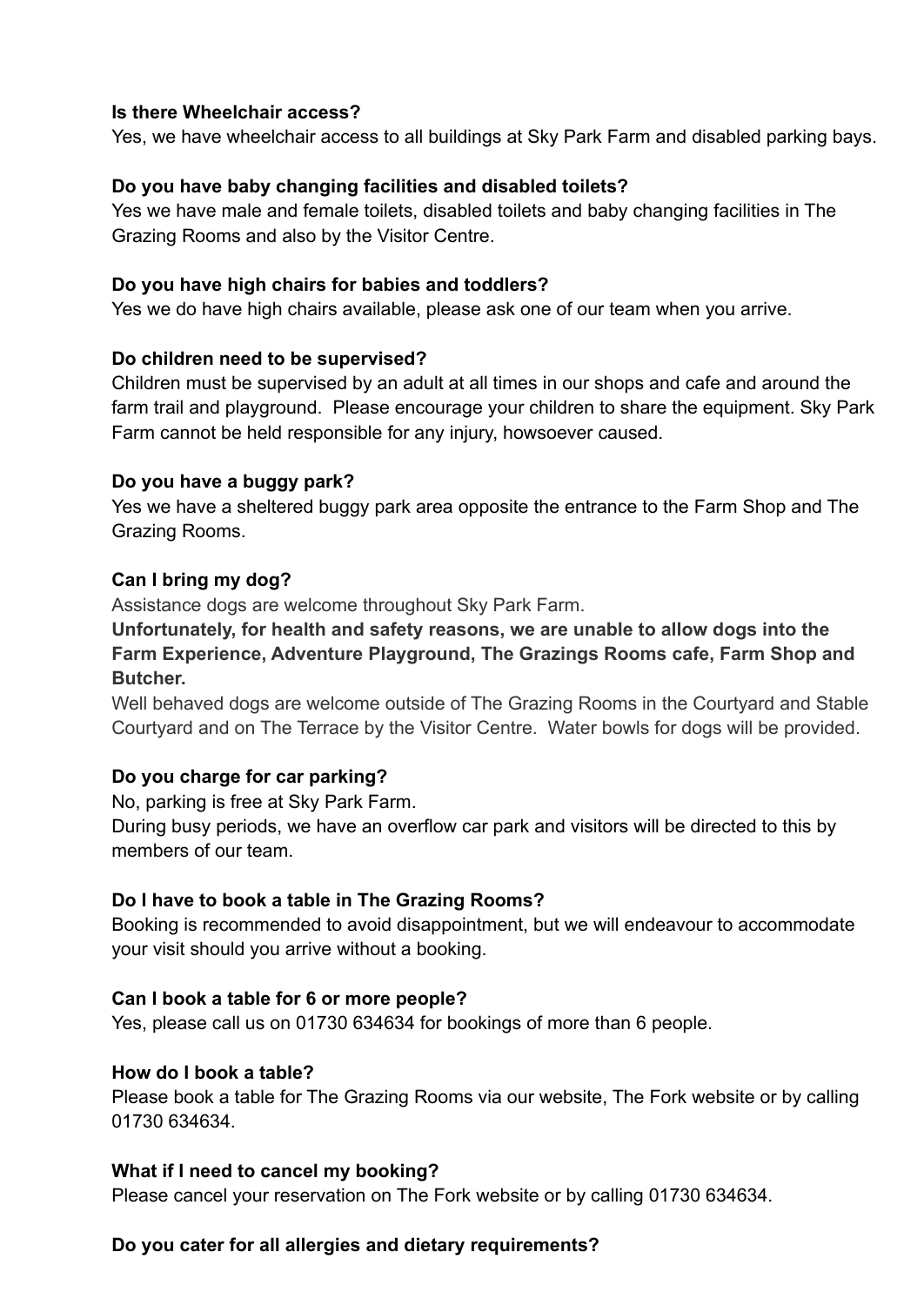**Is there Wheelchair access?**

Yes, we have wheelchair access to all buildings at Sky Park Farm and disabled parking bays.

**Do you have baby changing facilities and disabled toilets?**

Yes we have male and female toilets, disabled toilets and baby changing facilities in The Grazing Rooms and also by the Visitor Centre.

**Do you have high chairs for babies and toddlers?**

Yes we do have high chairs available, please ask one of our team when you arrive.

**Do children need to be supervised?**

Children must be supervised by an adult at all times in our shops and cafe and around the farm trail and playground. Please encourage your children to share the equipment. Sky Park Farm cannot be held responsible for any injury, howsoever caused.

**Do you have a buggy park?**

Yes we have a sheltered buggy park area opposite the entrance to the Farm Shop and The Grazing Rooms.

**Can I bring my dog?**

Assistance dogs are welcome throughout Sky Park Farm.

**Unfortunately, for health and safety reasons, we are unable to allow dogs into the Farm Experience, Adventure Playground, The Grazings Rooms cafe, Farm Shop and Butcher.**

Well behaved dogs are welcome outside of The Grazing Rooms in the Courtyard and Stable Courtyard and on The Terrace by the Visitor Centre. Water bowls for dogs will be provided.

**Do you charge for car parking?**

No, parking is free at Sky Park Farm.

During busy periods, we have an overflow car park and visitors will be directed to this by members of our team.

**Do I have to book a table in The Grazing Rooms?**

Booking is recommended to avoid disappointment, but we will endeavour to accommodate your visit should you arrive without a booking.

**Can I book a table for 6 or more people?**

Yes, please call us on 01730 634634 for bookings of more than 6 people.

**How do I book a table?**

Please book a table for The Grazing Rooms via our website, The Fork website or by calling 01730 634634.

**What if I need to cancel my booking?**

Please cancel your reservation on The Fork website or by calling 01730 634634.

**Do you cater for all allergies and dietary requirements?**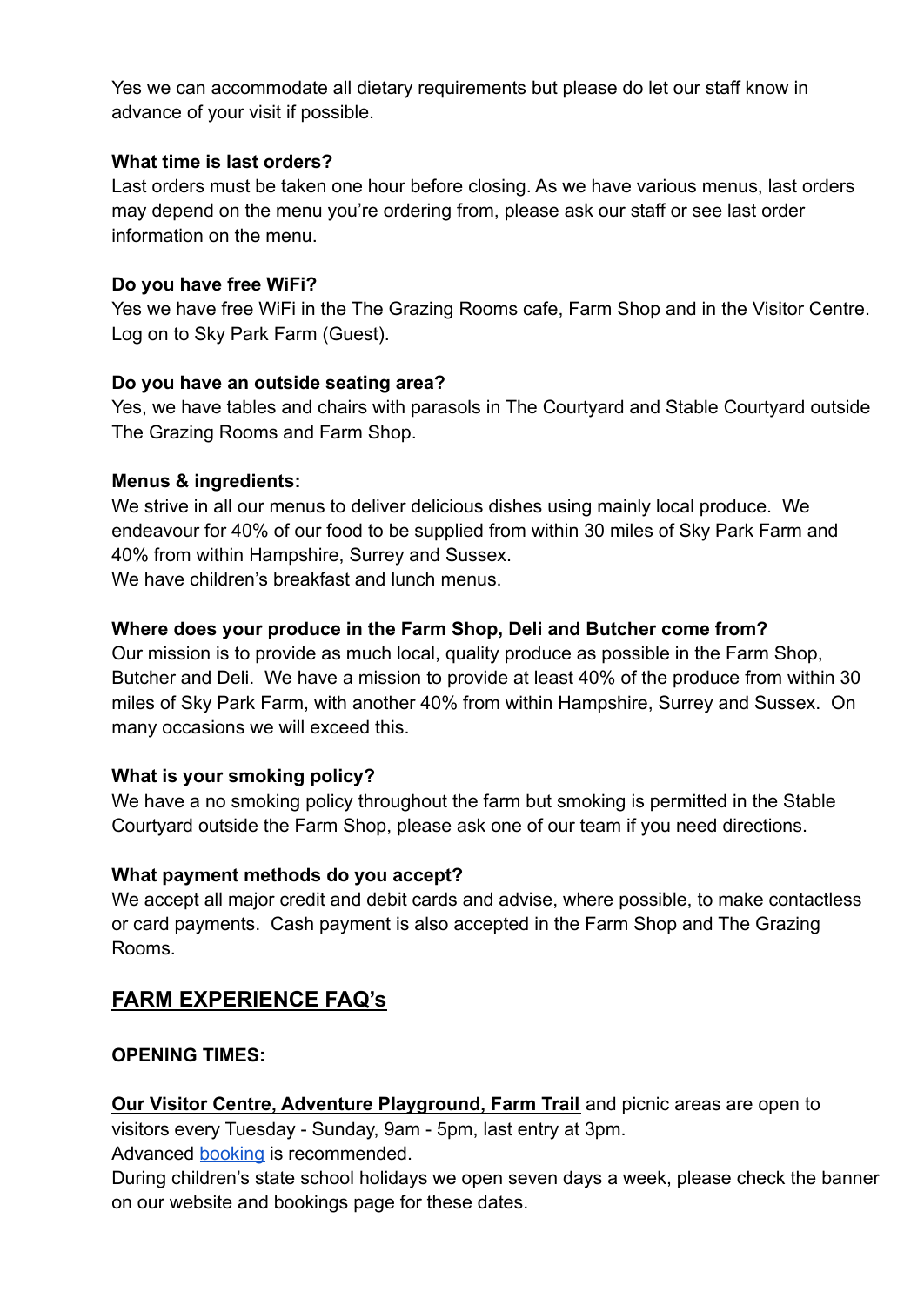Yes we can accommodate all dietary requirements but please do let our staff know in advance of your visit if possible.

**What time is last orders?**
Last orders must be taken one hour before closing. As we have various menus, last orders may depend on the menu you're ordering from, please ask our staff or see last order information on the menu.

**Do you have free WiFi?**
Yes we have free WiFi in the The Grazing Rooms cafe, Farm Shop and in the Visitor Centre. Log on to Sky Park Farm (Guest).

**Do you have an outside seating area?**
Yes, we have tables and chairs with parasols in The Courtyard and Stable Courtyard outside The Grazing Rooms and Farm Shop.

**Menus & ingredients:**
We strive in all our menus to deliver delicious dishes using mainly local produce. We endeavour for 40% of our food to be supplied from within 30 miles of Sky Park Farm and 40% from within Hampshire, Surrey and Sussex.
We have children's breakfast and lunch menus.

**Where does your produce in the Farm Shop, Deli and Butcher come from?**
Our mission is to provide as much local, quality produce as possible in the Farm Shop, Butcher and Deli. We have a mission to provide at least 40% of the produce from within 30 miles of Sky Park Farm, with another 40% from within Hampshire, Surrey and Sussex. On many occasions we will exceed this.

**What is your smoking policy?**
We have a no smoking policy throughout the farm but smoking is permitted in the Stable Courtyard outside the Farm Shop, please ask one of our team if you need directions.

**What payment methods do you accept?**
We accept all major credit and debit cards and advise, where possible, to make contactless or card payments. Cash payment is also accepted in the Farm Shop and The Grazing Rooms.

## FARM EXPERIENCE FAQ's

**OPENING TIMES:**

**Our Visitor Centre, Adventure Playground, Farm Trail** and picnic areas are open to visitors every Tuesday - Sunday, 9am - 5pm, last entry at 3pm.
Advanced booking is recommended.
During children's state school holidays we open seven days a week, please check the banner on our website and bookings page for these dates.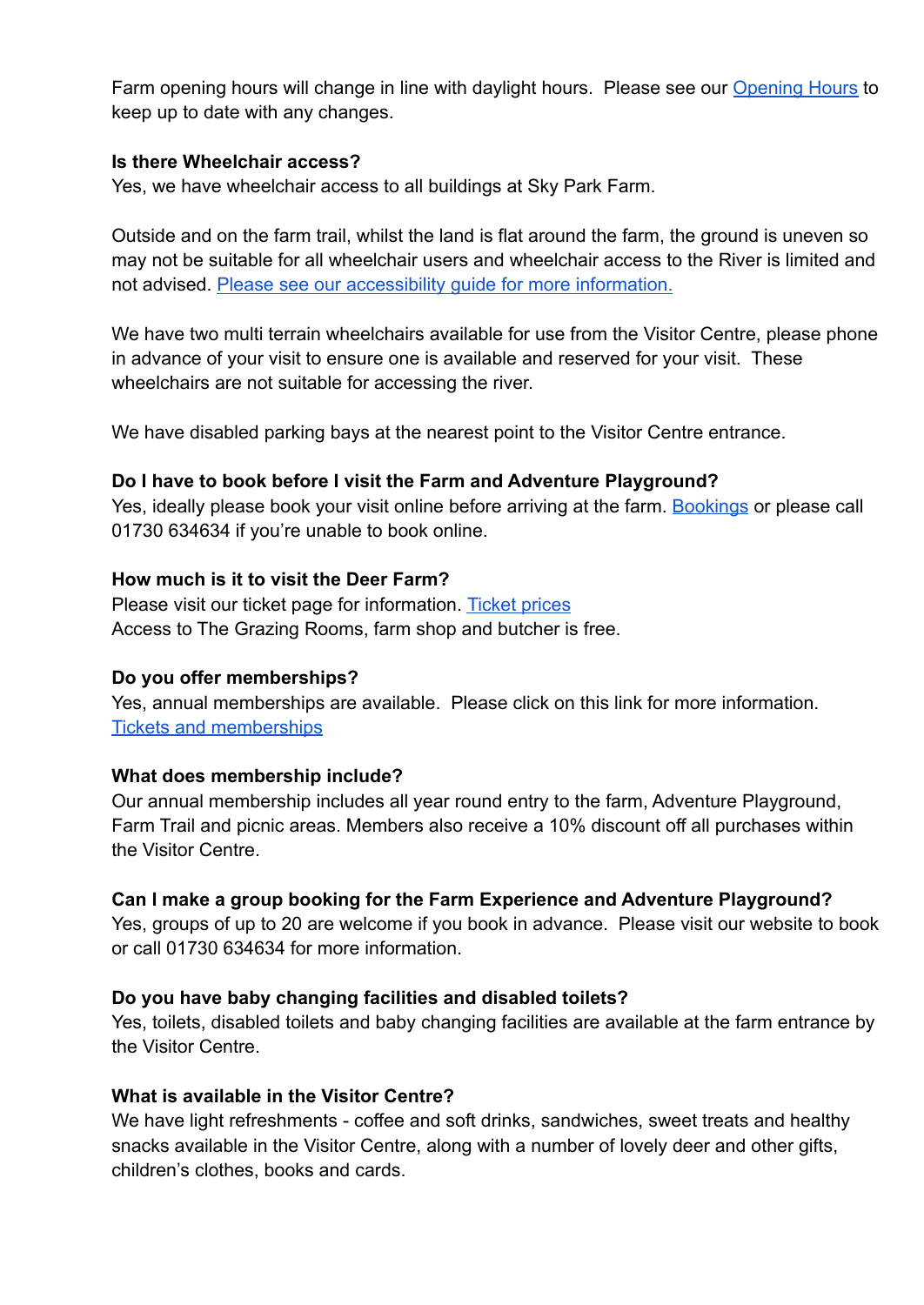Farm opening hours will change in line with daylight hours. Please see our [Opening Hours](#) to keep up to date with any changes.

**Is there Wheelchair access?**
Yes, we have wheelchair access to all buildings at Sky Park Farm.

Outside and on the farm trail, whilst the land is flat around the farm, the ground is uneven so may not be suitable for all wheelchair users and wheelchair access to the River is limited and not advised. [Please see our accessibility guide for more information.](#)

We have two multi terrain wheelchairs available for use from the Visitor Centre, please phone in advance of your visit to ensure one is available and reserved for your visit. These wheelchairs are not suitable for accessing the river.

We have disabled parking bays at the nearest point to the Visitor Centre entrance.

**Do I have to book before I visit the Farm and Adventure Playground?**
Yes, ideally please book your visit online before arriving at the farm. [Bookings](#) or please call 01730 634634 if you're unable to book online.

**How much is it to visit the Deer Farm?**
Please visit our ticket page for information. [Ticket prices](#)
Access to The Grazing Rooms, farm shop and butcher is free.

**Do you offer memberships?**
Yes, annual memberships are available. Please click on this link for more information. [Tickets and memberships](#)

**What does membership include?**
Our annual membership includes all year round entry to the farm, Adventure Playground, Farm Trail and picnic areas. Members also receive a 10% discount off all purchases within the Visitor Centre.

**Can I make a group booking for the Farm Experience and Adventure Playground?**
Yes, groups of up to 20 are welcome if you book in advance. Please visit our website to book or call 01730 634634 for more information.

**Do you have baby changing facilities and disabled toilets?**
Yes, toilets, disabled toilets and baby changing facilities are available at the farm entrance by the Visitor Centre.

**What is available in the Visitor Centre?**
We have light refreshments - coffee and soft drinks, sandwiches, sweet treats and healthy snacks available in the Visitor Centre, along with a number of lovely deer and other gifts, children's clothes, books and cards.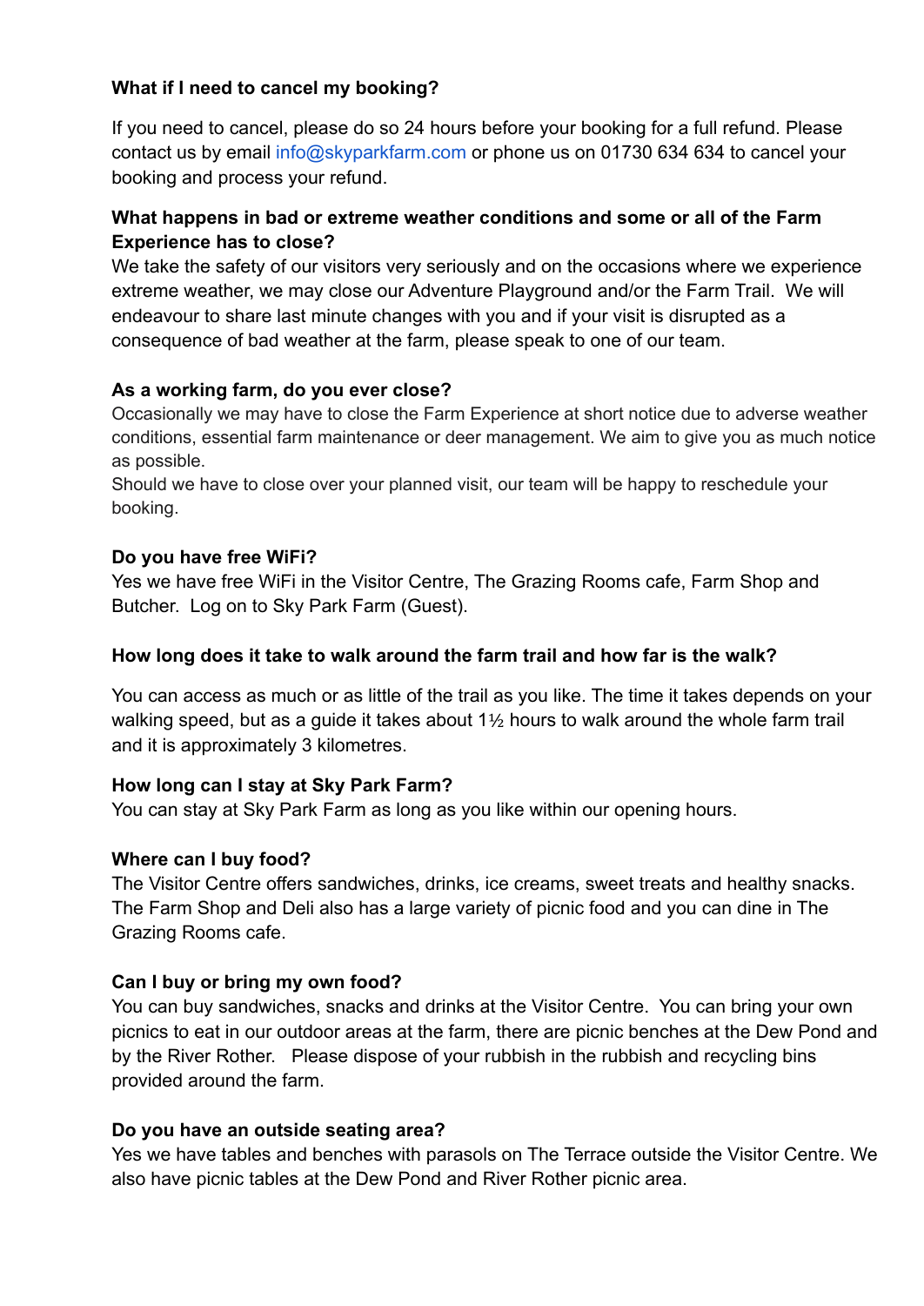**What if I need to cancel my booking?**

If you need to cancel, please do so 24 hours before your booking for a full refund. Please contact us by email info@skyparkfarm.com or phone us on 01730 634 634 to cancel your booking and process your refund.

**What happens in bad or extreme weather conditions and some or all of the Farm Experience has to close?**

We take the safety of our visitors very seriously and on the occasions where we experience extreme weather, we may close our Adventure Playground and/or the Farm Trail. We will endeavour to share last minute changes with you and if your visit is disrupted as a consequence of bad weather at the farm, please speak to one of our team.

**As a working farm, do you ever close?**

Occasionally we may have to close the Farm Experience at short notice due to adverse weather conditions, essential farm maintenance or deer management. We aim to give you as much notice as possible.

Should we have to close over your planned visit, our team will be happy to reschedule your booking.

**Do you have free WiFi?**

Yes we have free WiFi in the Visitor Centre, The Grazing Rooms cafe, Farm Shop and Butcher. Log on to Sky Park Farm (Guest).

**How long does it take to walk around the farm trail and how far is the walk?**

You can access as much or as little of the trail as you like. The time it takes depends on your walking speed, but as a guide it takes about 1½ hours to walk around the whole farm trail and it is approximately 3 kilometres.

**How long can I stay at Sky Park Farm?**

You can stay at Sky Park Farm as long as you like within our opening hours.

**Where can I buy food?**

The Visitor Centre offers sandwiches, drinks, ice creams, sweet treats and healthy snacks. The Farm Shop and Deli also has a large variety of picnic food and you can dine in The Grazing Rooms cafe.

**Can I buy or bring my own food?**

You can buy sandwiches, snacks and drinks at the Visitor Centre. You can bring your own picnics to eat in our outdoor areas at the farm, there are picnic benches at the Dew Pond and by the River Rother. Please dispose of your rubbish in the rubbish and recycling bins provided around the farm.

**Do you have an outside seating area?**

Yes we have tables and benches with parasols on The Terrace outside the Visitor Centre. We also have picnic tables at the Dew Pond and River Rother picnic area.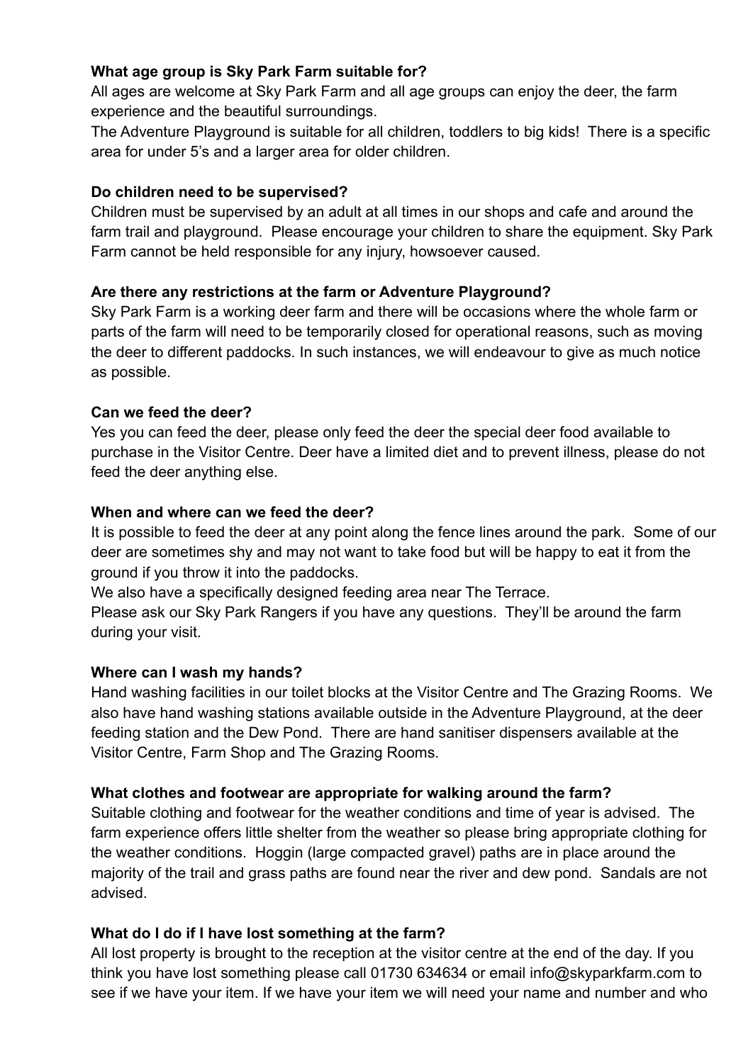**What age group is Sky Park Farm suitable for?**

All ages are welcome at Sky Park Farm and all age groups can enjoy the deer, the farm experience and the beautiful surroundings.

The Adventure Playground is suitable for all children, toddlers to big kids! There is a specific area for under 5's and a larger area for older children.

**Do children need to be supervised?**

Children must be supervised by an adult at all times in our shops and cafe and around the farm trail and playground. Please encourage your children to share the equipment. Sky Park Farm cannot be held responsible for any injury, howsoever caused.

**Are there any restrictions at the farm or Adventure Playground?**

Sky Park Farm is a working deer farm and there will be occasions where the whole farm or parts of the farm will need to be temporarily closed for operational reasons, such as moving the deer to different paddocks. In such instances, we will endeavour to give as much notice as possible.

**Can we feed the deer?**

Yes you can feed the deer, please only feed the deer the special deer food available to purchase in the Visitor Centre. Deer have a limited diet and to prevent illness, please do not feed the deer anything else.

**When and where can we feed the deer?**

It is possible to feed the deer at any point along the fence lines around the park. Some of our deer are sometimes shy and may not want to take food but will be happy to eat it from the ground if you throw it into the paddocks.

We also have a specifically designed feeding area near The Terrace.

Please ask our Sky Park Rangers if you have any questions. They'll be around the farm during your visit.

**Where can I wash my hands?**

Hand washing facilities in our toilet blocks at the Visitor Centre and The Grazing Rooms. We also have hand washing stations available outside in the Adventure Playground, at the deer feeding station and the Dew Pond. There are hand sanitiser dispensers available at the Visitor Centre, Farm Shop and The Grazing Rooms.

**What clothes and footwear are appropriate for walking around the farm?**

Suitable clothing and footwear for the weather conditions and time of year is advised. The farm experience offers little shelter from the weather so please bring appropriate clothing for the weather conditions. Hoggin (large compacted gravel) paths are in place around the majority of the trail and grass paths are found near the river and dew pond. Sandals are not advised.

**What do I do if I have lost something at the farm?**

All lost property is brought to the reception at the visitor centre at the end of the day. If you think you have lost something please call 01730 634634 or email info@skyparkfarm.com to see if we have your item. If we have your item we will need your name and number and who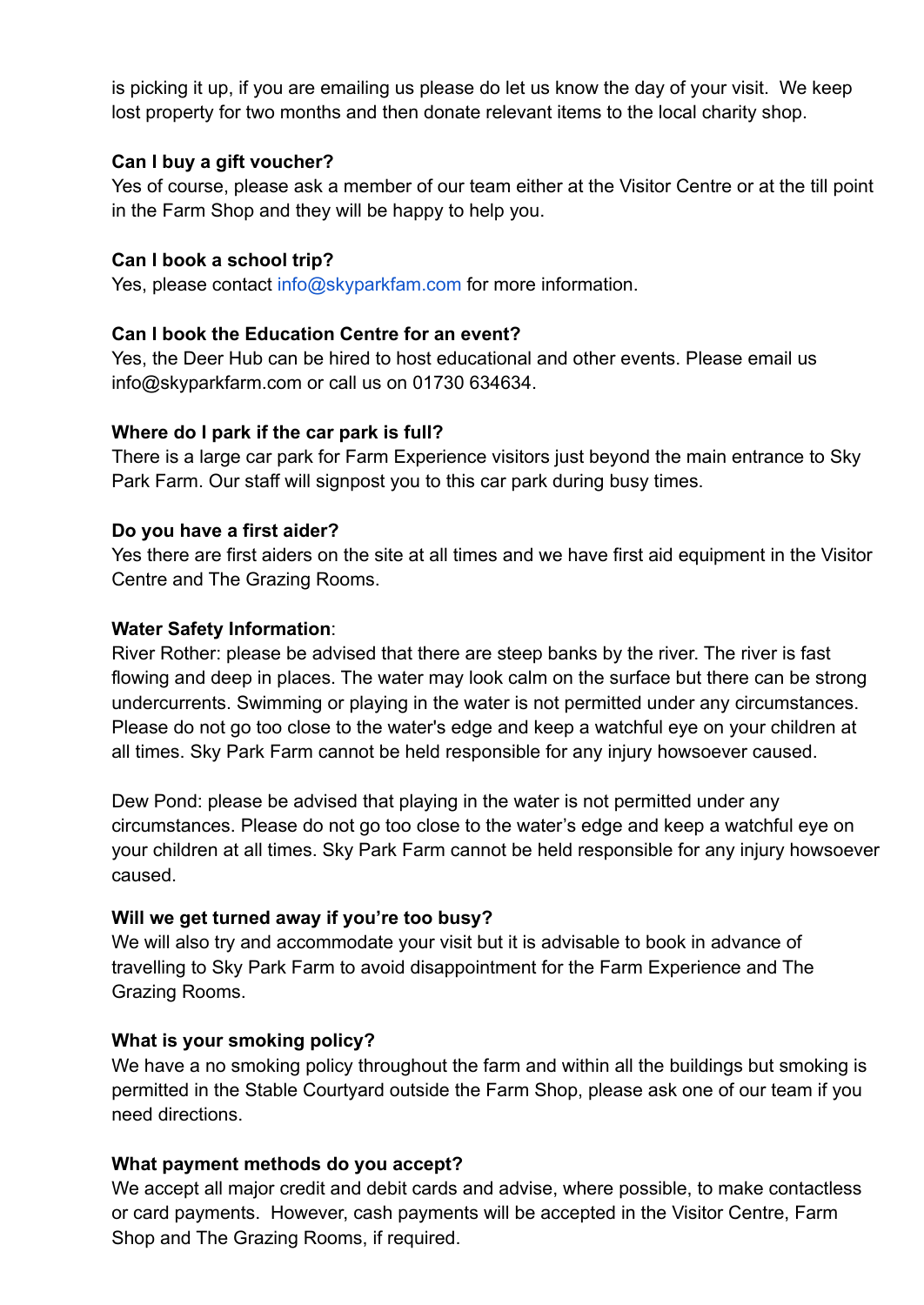is picking it up, if you are emailing us please do let us know the day of your visit. We keep lost property for two months and then donate relevant items to the local charity shop.

**Can I buy a gift voucher?**
Yes of course, please ask a member of our team either at the Visitor Centre or at the till point in the Farm Shop and they will be happy to help you.

**Can I book a school trip?**
Yes, please contact info@skyparkfam.com for more information.

**Can I book the Education Centre for an event?**
Yes, the Deer Hub can be hired to host educational and other events. Please email us info@skyparkfarm.com or call us on 01730 634634.

**Where do I park if the car park is full?**
There is a large car park for Farm Experience visitors just beyond the main entrance to Sky Park Farm. Our staff will signpost you to this car park during busy times.

**Do you have a first aider?**
Yes there are first aiders on the site at all times and we have first aid equipment in the Visitor Centre and The Grazing Rooms.

**Water Safety Information**:
River Rother: please be advised that there are steep banks by the river. The river is fast flowing and deep in places. The water may look calm on the surface but there can be strong undercurrents. Swimming or playing in the water is not permitted under any circumstances. Please do not go too close to the water's edge and keep a watchful eye on your children at all times. Sky Park Farm cannot be held responsible for any injury howsoever caused.

Dew Pond: please be advised that playing in the water is not permitted under any circumstances. Please do not go too close to the water's edge and keep a watchful eye on your children at all times. Sky Park Farm cannot be held responsible for any injury howsoever caused.

**Will we get turned away if you're too busy?**
We will also try and accommodate your visit but it is advisable to book in advance of travelling to Sky Park Farm to avoid disappointment for the Farm Experience and The Grazing Rooms.

**What is your smoking policy?**
We have a no smoking policy throughout the farm and within all the buildings but smoking is permitted in the Stable Courtyard outside the Farm Shop, please ask one of our team if you need directions.

**What payment methods do you accept?**
We accept all major credit and debit cards and advise, where possible, to make contactless or card payments. However, cash payments will be accepted in the Visitor Centre, Farm Shop and The Grazing Rooms, if required.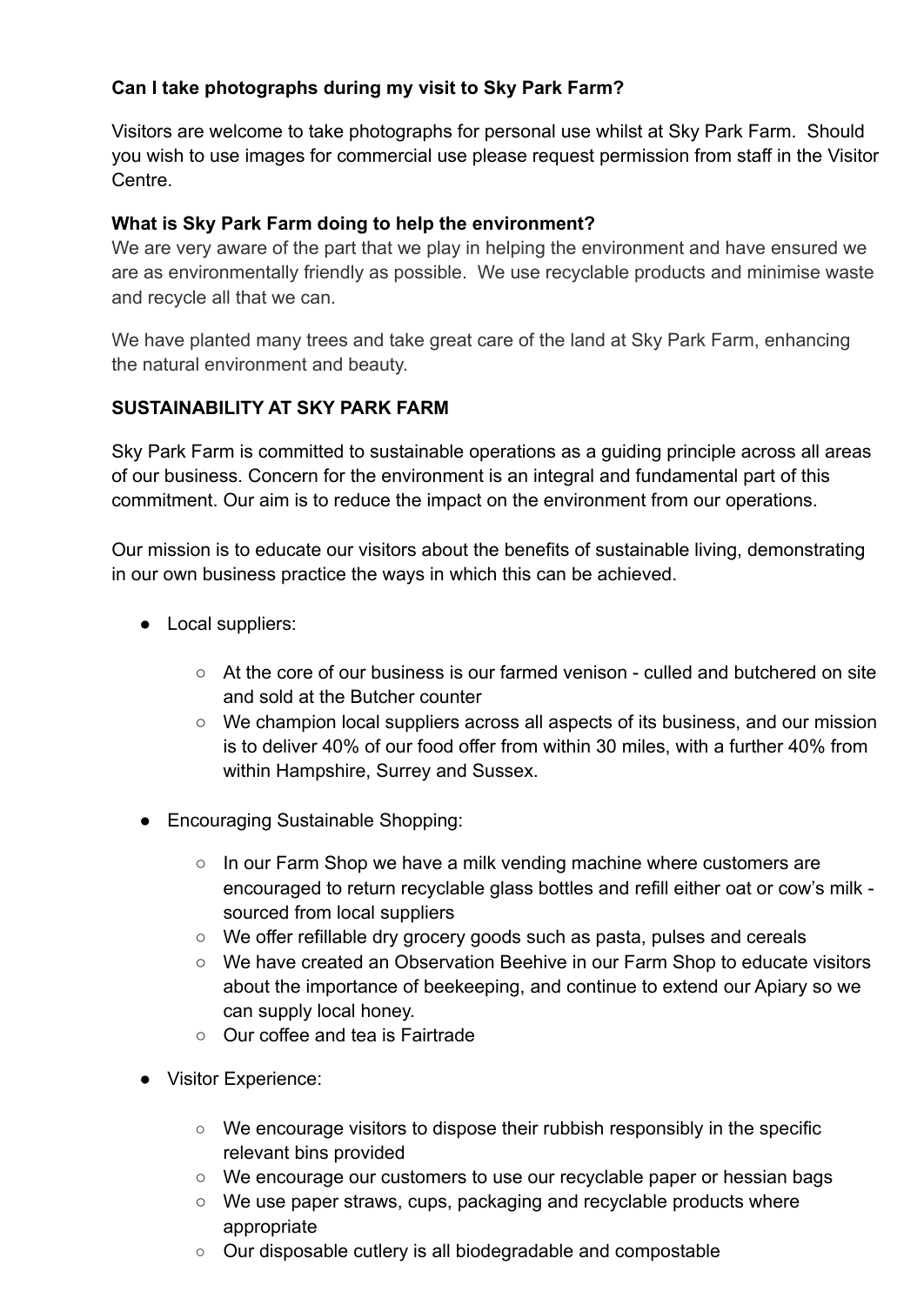**Can I take photographs during my visit to Sky Park Farm?**

Visitors are welcome to take photographs for personal use whilst at Sky Park Farm. Should you wish to use images for commercial use please request permission from staff in the Visitor Centre.

**What is Sky Park Farm doing to help the environment?**

We are very aware of the part that we play in helping the environment and have ensured we are as environmentally friendly as possible. We use recyclable products and minimise waste and recycle all that we can.

We have planted many trees and take great care of the land at Sky Park Farm, enhancing the natural environment and beauty.

**SUSTAINABILITY AT SKY PARK FARM**

Sky Park Farm is committed to sustainable operations as a guiding principle across all areas of our business. Concern for the environment is an integral and fundamental part of this commitment. Our aim is to reduce the impact on the environment from our operations.

Our mission is to educate our visitors about the benefits of sustainable living, demonstrating in our own business practice the ways in which this can be achieved.

- Local suppliers:
    - At the core of our business is our farmed venison - culled and butchered on site and sold at the Butcher counter
    - We champion local suppliers across all aspects of its business, and our mission is to deliver 40% of our food offer from within 30 miles, with a further 40% from within Hampshire, Surrey and Sussex.
- Encouraging Sustainable Shopping:
    - In our Farm Shop we have a milk vending machine where customers are encouraged to return recyclable glass bottles and refill either oat or cow's milk - sourced from local suppliers
    - We offer refillable dry grocery goods such as pasta, pulses and cereals
    - We have created an Observation Beehive in our Farm Shop to educate visitors about the importance of beekeeping, and continue to extend our Apiary so we can supply local honey.
    - Our coffee and tea is Fairtrade
- Visitor Experience:
    - We encourage visitors to dispose their rubbish responsibly in the specific relevant bins provided
    - We encourage our customers to use our recyclable paper or hessian bags
    - We use paper straws, cups, packaging and recyclable products where appropriate
    - Our disposable cutlery is all biodegradable and compostable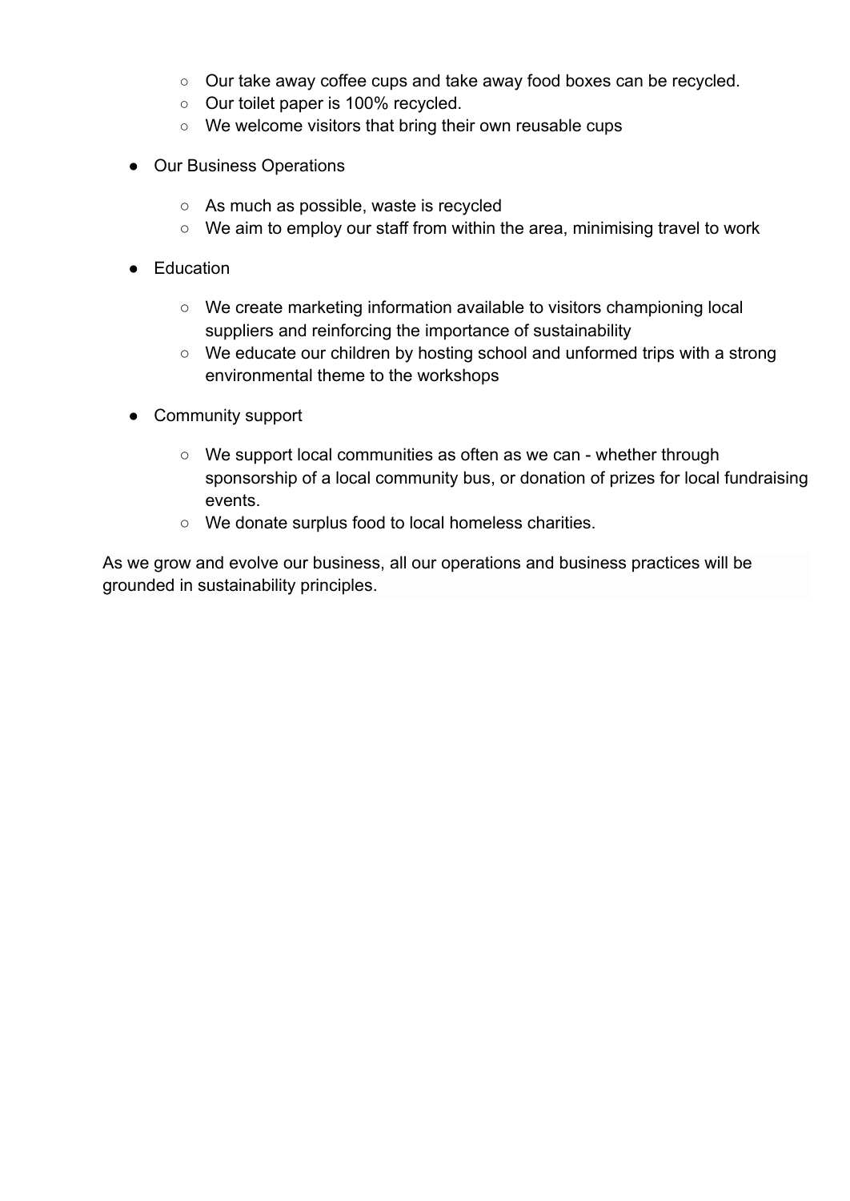- Our take away coffee cups and take away food boxes can be recycled.
  - Our toilet paper is 100% recycled.
  - We welcome visitors that bring their own reusable cups

- Our Business Operations

  - As much as possible, waste is recycled
  - We aim to employ our staff from within the area, minimising travel to work

- Education

  - We create marketing information available to visitors championing local suppliers and reinforcing the importance of sustainability
  - We educate our children by hosting school and unformed trips with a strong environmental theme to the workshops

- Community support

  - We support local communities as often as we can - whether through sponsorship of a local community bus, or donation of prizes for local fundraising events.
  - We donate surplus food to local homeless charities.

As we grow and evolve our business, all our operations and business practices will be grounded in sustainability principles.